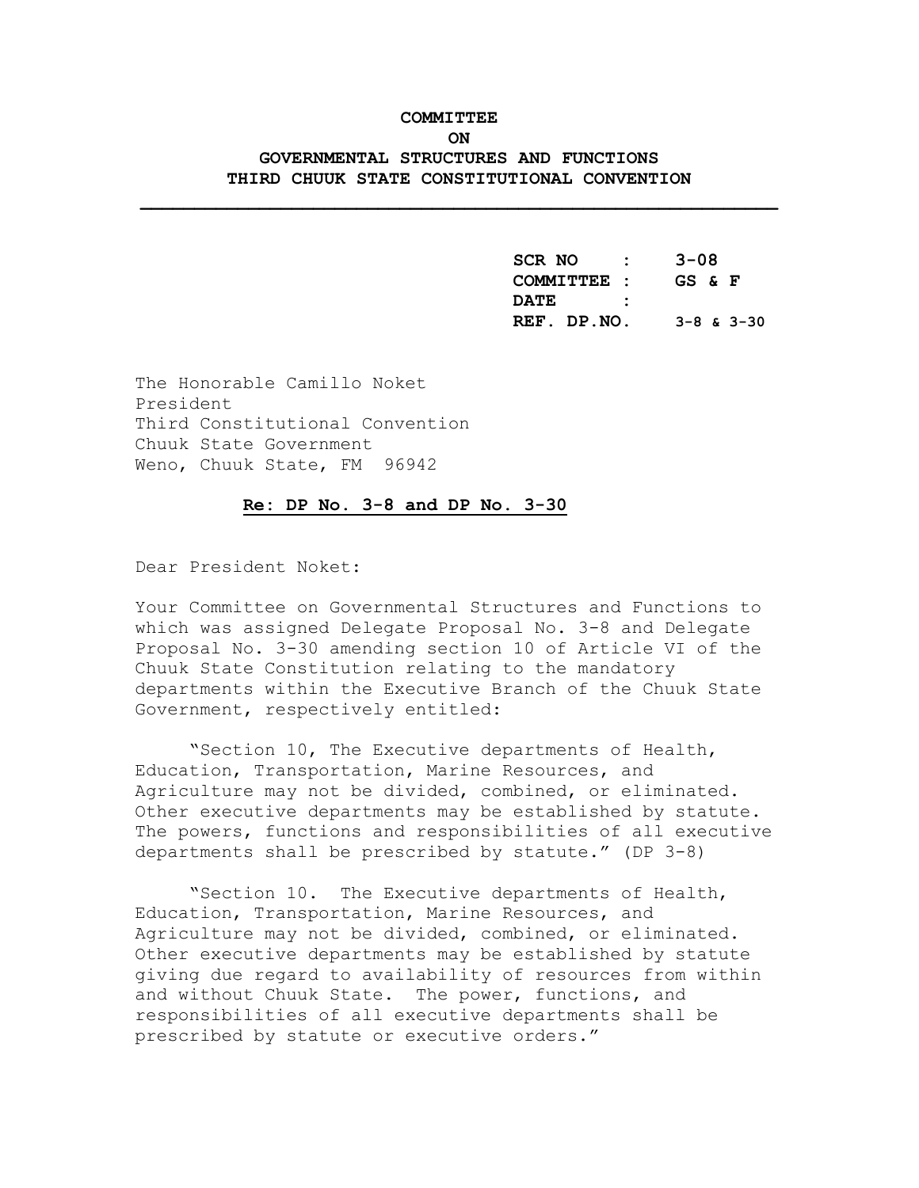**COMMITTEE**

**ON**

**GOVERNMENTAL STRUCTURES AND FUNCTIONS**

**THIRD CHUUK STATE CONSTITUTIONAL CONVENTION**

---

| | |
|---|---|
| **SCR NO :** | **3-08** |
| **COMMITTEE :** | **GS & F** |
| **DATE :** | |
| **REF. DP.NO.** | **3-8 & 3-30** |

The Honorable Camillo Noket
President
Third Constitutional Convention
Chuuk State Government
Weno, Chuuk State, FM 96942

**Re: DP No. 3-8 and DP No. 3-30**

Dear President Noket:

Your Committee on Governmental Structures and Functions to which was assigned Delegate Proposal No. 3-8 and Delegate Proposal No. 3-30 amending section 10 of Article VI of the Chuuk State Constitution relating to the mandatory departments within the Executive Branch of the Chuuk State Government, respectively entitled:

"Section 10, The Executive departments of Health, Education, Transportation, Marine Resources, and Agriculture may not be divided, combined, or eliminated. Other executive departments may be established by statute. The powers, functions and responsibilities of all executive departments shall be prescribed by statute." (DP 3-8)

"Section 10. The Executive departments of Health, Education, Transportation, Marine Resources, and Agriculture may not be divided, combined, or eliminated. Other executive departments may be established by statute giving due regard to availability of resources from within and without Chuuk State. The power, functions, and responsibilities of all executive departments shall be prescribed by statute or executive orders."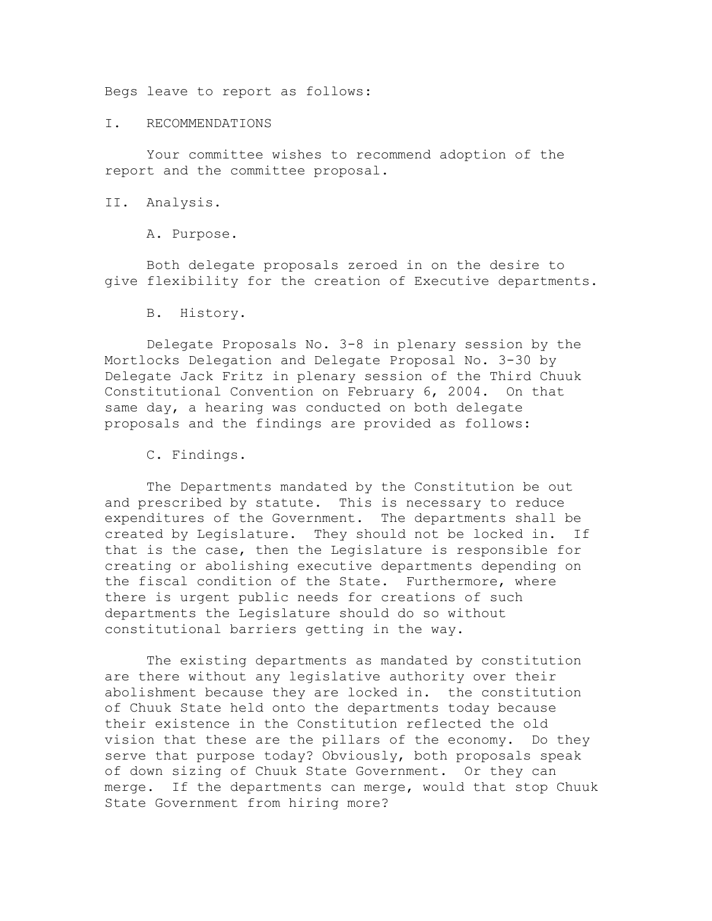Begs leave to report as follows:

I. RECOMMENDATIONS

Your committee wishes to recommend adoption of the report and the committee proposal.

II. Analysis.

A. Purpose.

Both delegate proposals zeroed in on the desire to give flexibility for the creation of Executive departments.

B. History.

Delegate Proposals No. 3-8 in plenary session by the Mortlocks Delegation and Delegate Proposal No. 3-30 by Delegate Jack Fritz in plenary session of the Third Chuuk Constitutional Convention on February 6, 2004. On that same day, a hearing was conducted on both delegate proposals and the findings are provided as follows:

C. Findings.

The Departments mandated by the Constitution be out and prescribed by statute. This is necessary to reduce expenditures of the Government. The departments shall be created by Legislature. They should not be locked in. If that is the case, then the Legislature is responsible for creating or abolishing executive departments depending on the fiscal condition of the State. Furthermore, where there is urgent public needs for creations of such departments the Legislature should do so without constitutional barriers getting in the way.

The existing departments as mandated by constitution are there without any legislative authority over their abolishment because they are locked in. the constitution of Chuuk State held onto the departments today because their existence in the Constitution reflected the old vision that these are the pillars of the economy. Do they serve that purpose today? Obviously, both proposals speak of down sizing of Chuuk State Government. Or they can merge. If the departments can merge, would that stop Chuuk State Government from hiring more?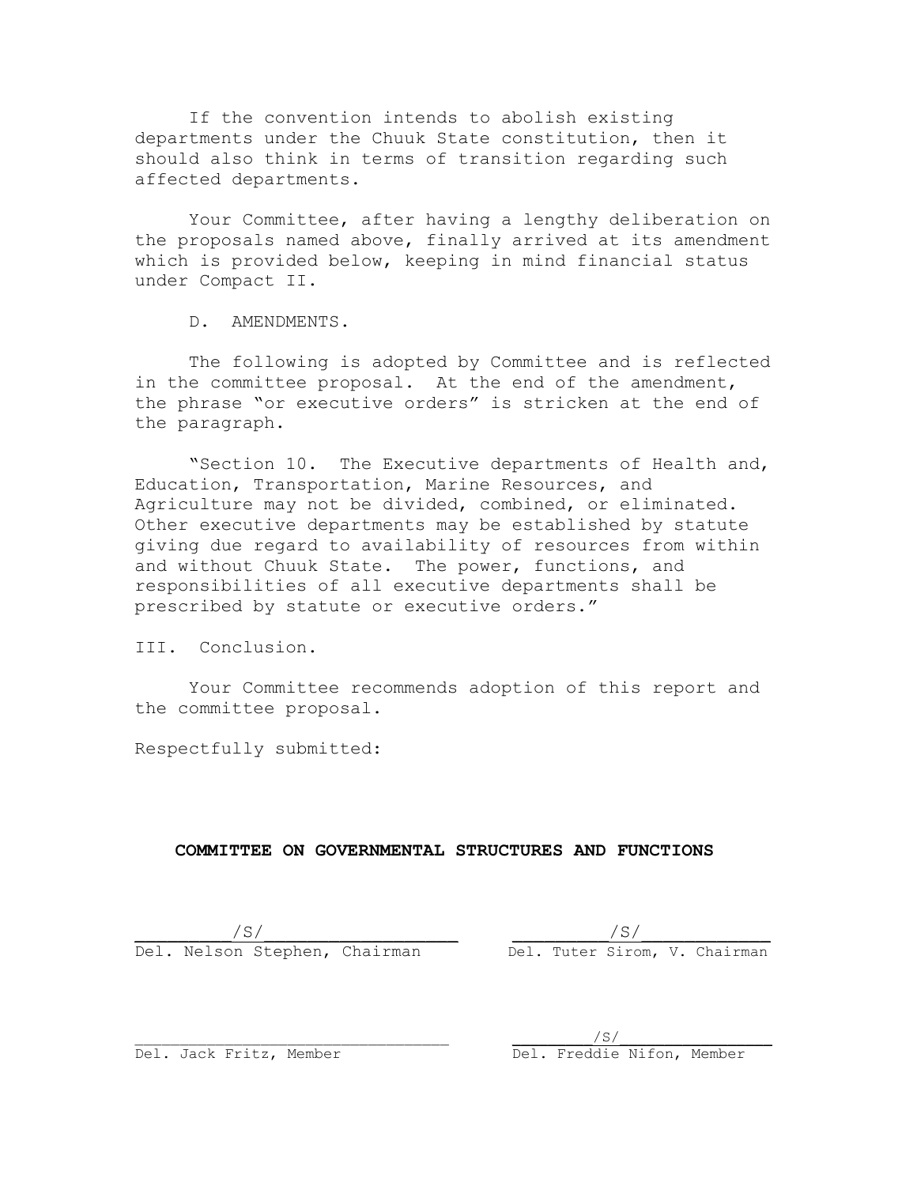If the convention intends to abolish existing departments under the Chuuk State constitution, then it should also think in terms of transition regarding such affected departments.

Your Committee, after having a lengthy deliberation on the proposals named above, finally arrived at its amendment which is provided below, keeping in mind financial status under Compact II.

D. AMENDMENTS.

The following is adopted by Committee and is reflected in the committee proposal. At the end of the amendment, the phrase "or executive orders" is stricken at the end of the paragraph.

"Section 10. The Executive departments of Health and, Education, Transportation, Marine Resources, and Agriculture may not be divided, combined, or eliminated. Other executive departments may be established by statute giving due regard to availability of resources from within and without Chuuk State. The power, functions, and responsibilities of all executive departments shall be prescribed by statute or executive orders."

III. Conclusion.

Your Committee recommends adoption of this report and the committee proposal.

Respectfully submitted:

**COMMITTEE ON GOVERNMENTAL STRUCTURES AND FUNCTIONS**

| | |
|---|---|
| /S/ | /S/ |
| Del. Nelson Stephen, Chairman | Del. Tuter Sirom, V. Chairman |
| | /S/ |
| Del. Jack Fritz, Member | Del. Freddie Nifon, Member |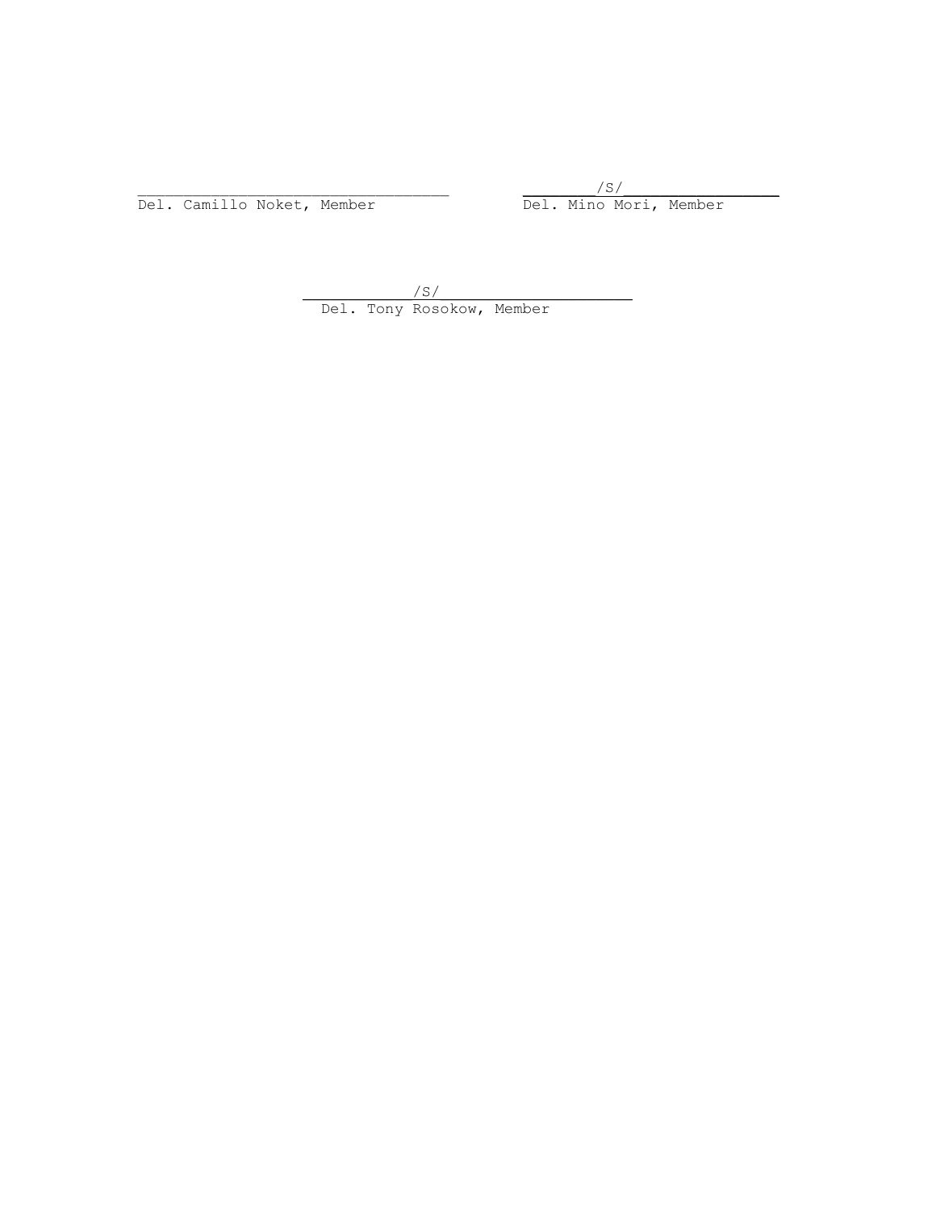\_\_\_\_\_\_\_\_\_\_\_\_\_\_\_\_\_\_\_\_\_\_\_\_\_\_\_\_\_\_\_\_\_\_
Del. Camillo Noket, Member

/S/
Del. Mino Mori, Member

/S/
Del. Tony Rosokow, Member